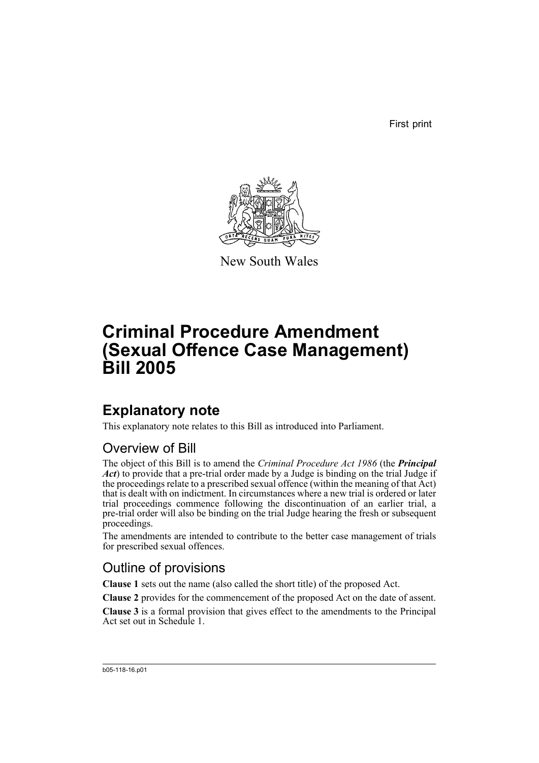First print

New South Wales

# Criminal Procedure Amendment (Sexual Offence Case Management) Bill 2005

## Explanatory note

This explanatory note relates to this Bill as introduced into Parliament.

### Overview of Bill

The object of this Bill is to amend the *Criminal Procedure Act 1986* (the ***Principal Act***) to provide that a pre-trial order made by a Judge is binding on the trial Judge if the proceedings relate to a prescribed sexual offence (within the meaning of that Act) that is dealt with on indictment. In circumstances where a new trial is ordered or later trial proceedings commence following the discontinuation of an earlier trial, a pre-trial order will also be binding on the trial Judge hearing the fresh or subsequent proceedings.

The amendments are intended to contribute to the better case management of trials for prescribed sexual offences.

### Outline of provisions

**Clause 1** sets out the name (also called the short title) of the proposed Act.

**Clause 2** provides for the commencement of the proposed Act on the date of assent.

**Clause 3** is a formal provision that gives effect to the amendments to the Principal Act set out in Schedule 1.

b05-118-16.p01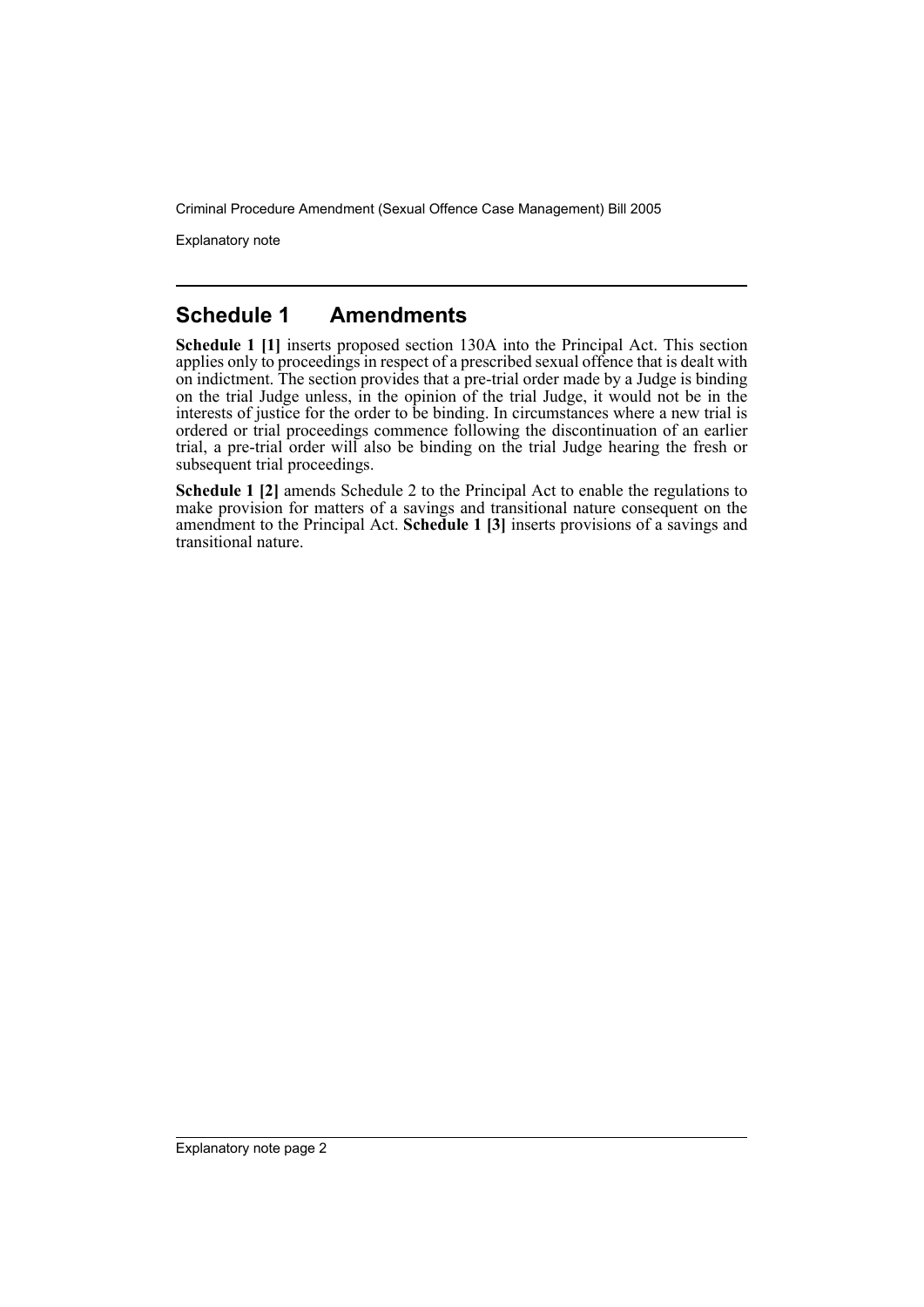## Schedule 1 Amendments

**Schedule 1 [1]** inserts proposed section 130A into the Principal Act. This section applies only to proceedings in respect of a prescribed sexual offence that is dealt with on indictment. The section provides that a pre-trial order made by a Judge is binding on the trial Judge unless, in the opinion of the trial Judge, it would not be in the interests of justice for the order to be binding. In circumstances where a new trial is ordered or trial proceedings commence following the discontinuation of an earlier trial, a pre-trial order will also be binding on the trial Judge hearing the fresh or subsequent trial proceedings.

**Schedule 1 [2]** amends Schedule 2 to the Principal Act to enable the regulations to make provision for matters of a savings and transitional nature consequent on the amendment to the Principal Act. **Schedule 1 [3]** inserts provisions of a savings and transitional nature.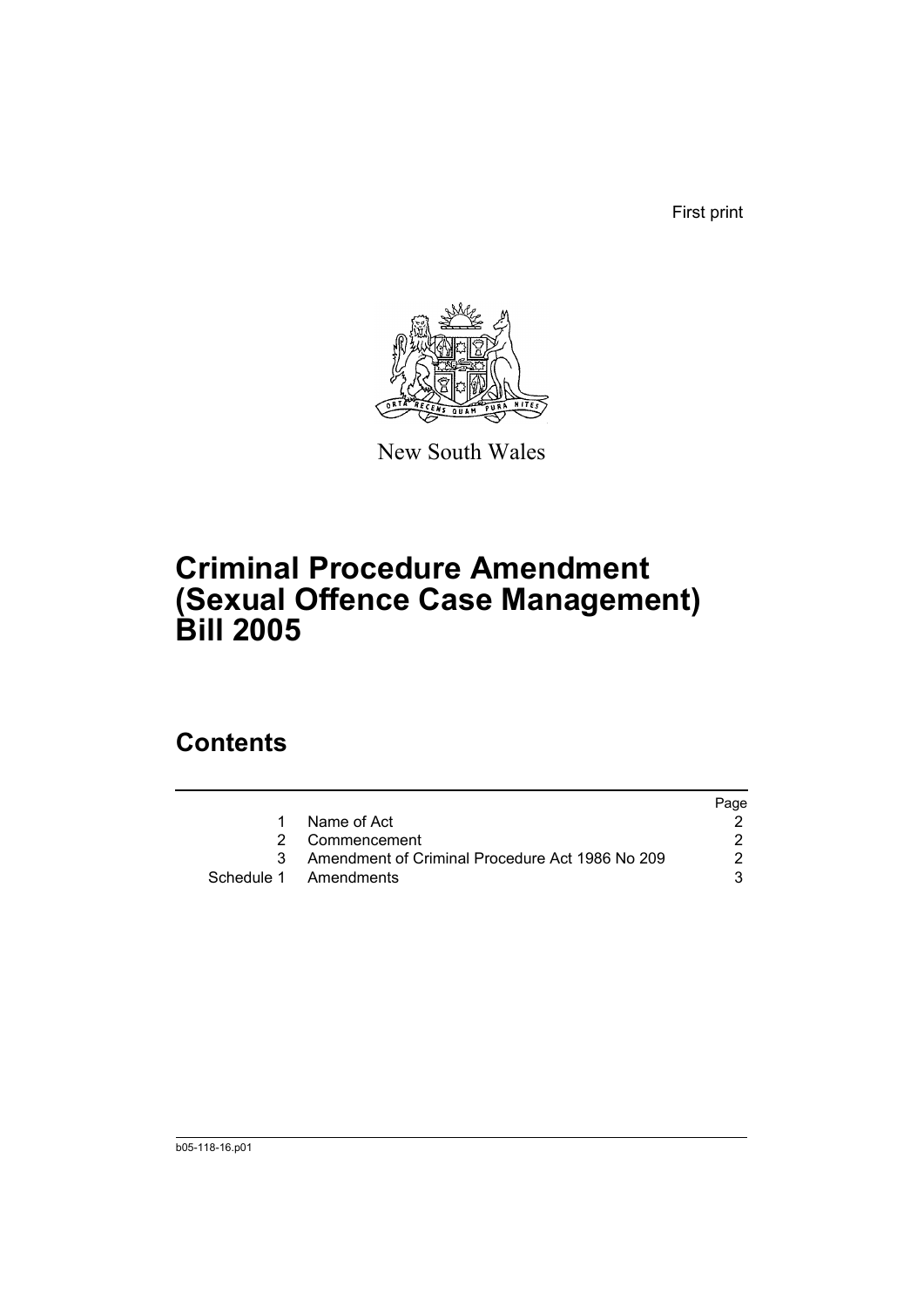First print

New South Wales

# Criminal Procedure Amendment (Sexual Offence Case Management) Bill 2005

## Contents

| | | Page |
|---|---|---|
| 1 | Name of Act | 2 |
| 2 | Commencement | 2 |
| 3 | Amendment of Criminal Procedure Act 1986 No 209 | 2 |
| Schedule 1 | Amendments | 3 |

b05-118-16.p01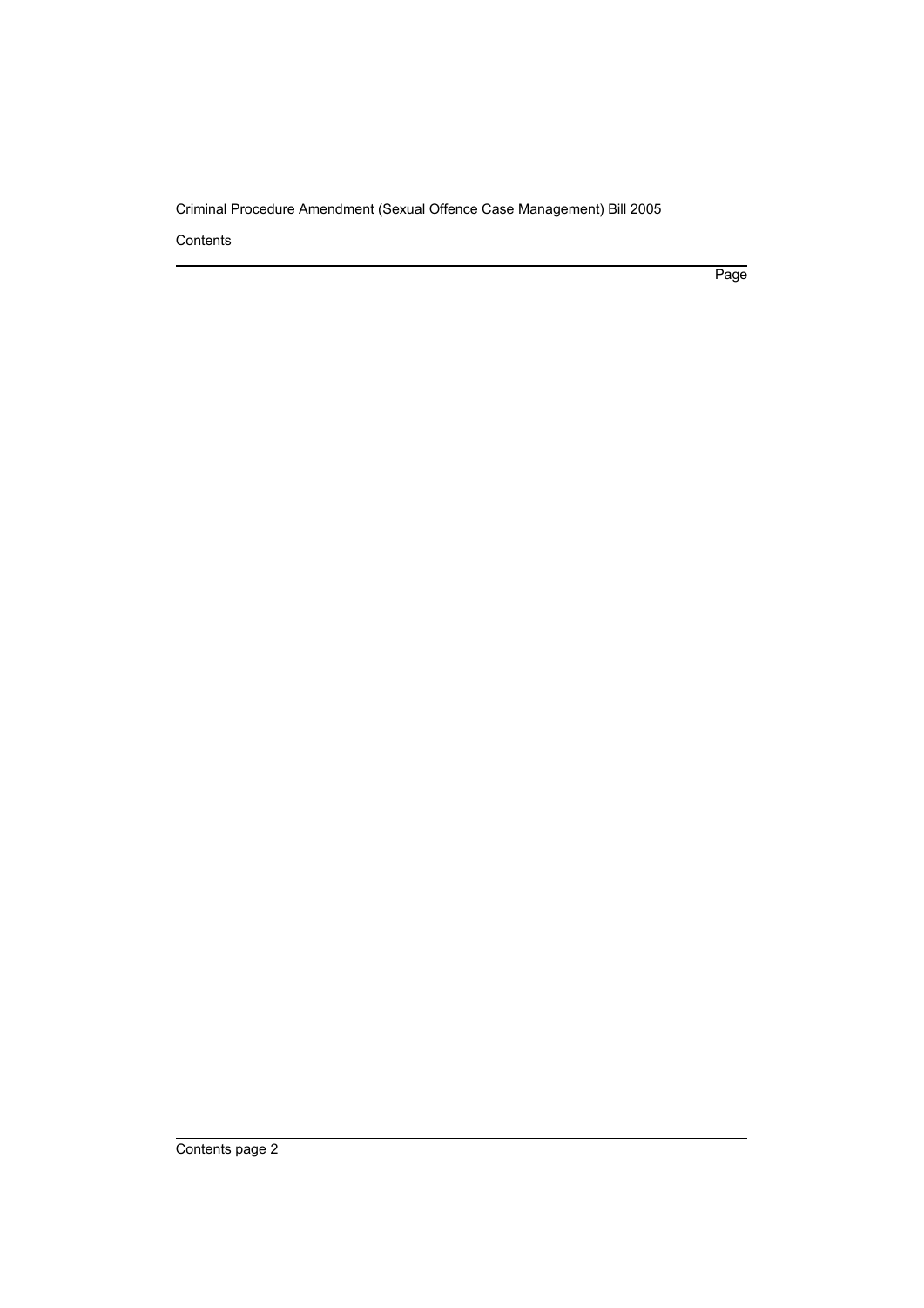Contents

Page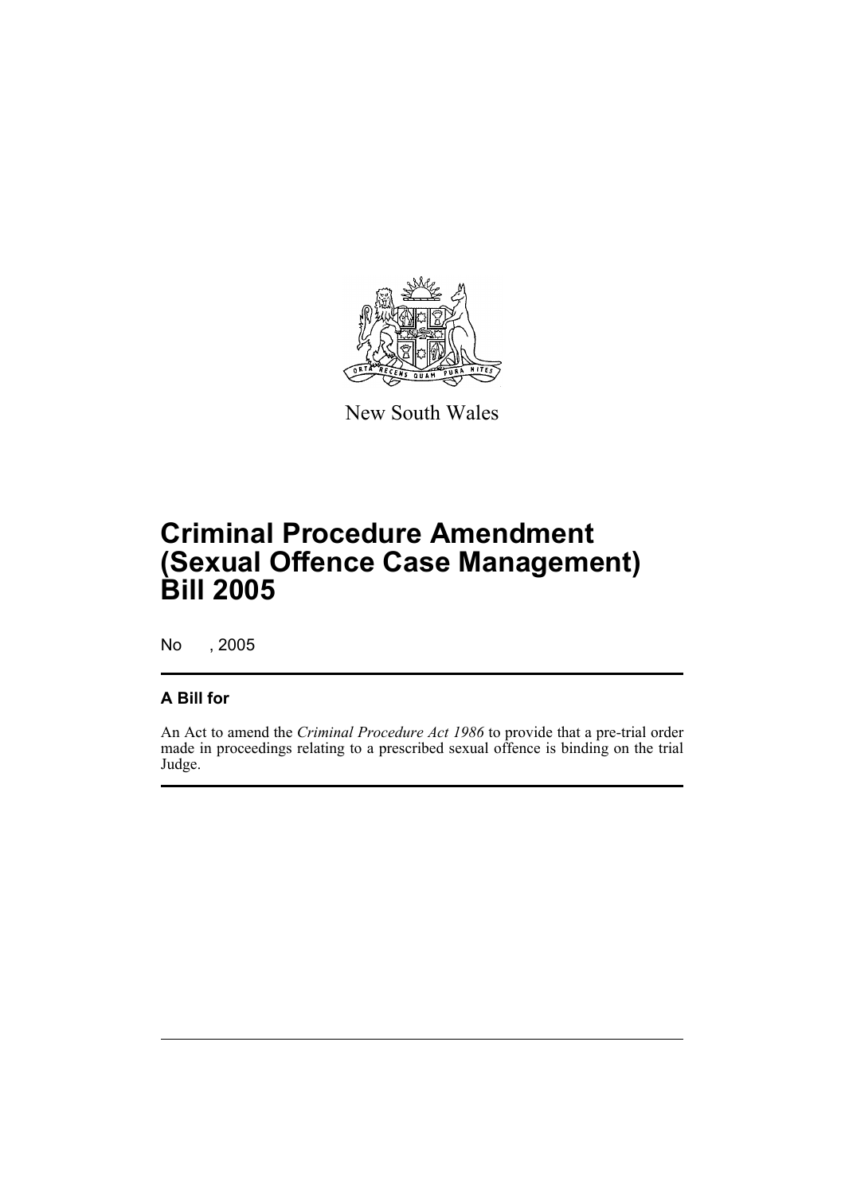New South Wales

# Criminal Procedure Amendment (Sexual Offence Case Management) Bill 2005

No , 2005

## A Bill for

An Act to amend the *Criminal Procedure Act 1986* to provide that a pre-trial order made in proceedings relating to a prescribed sexual offence is binding on the trial Judge.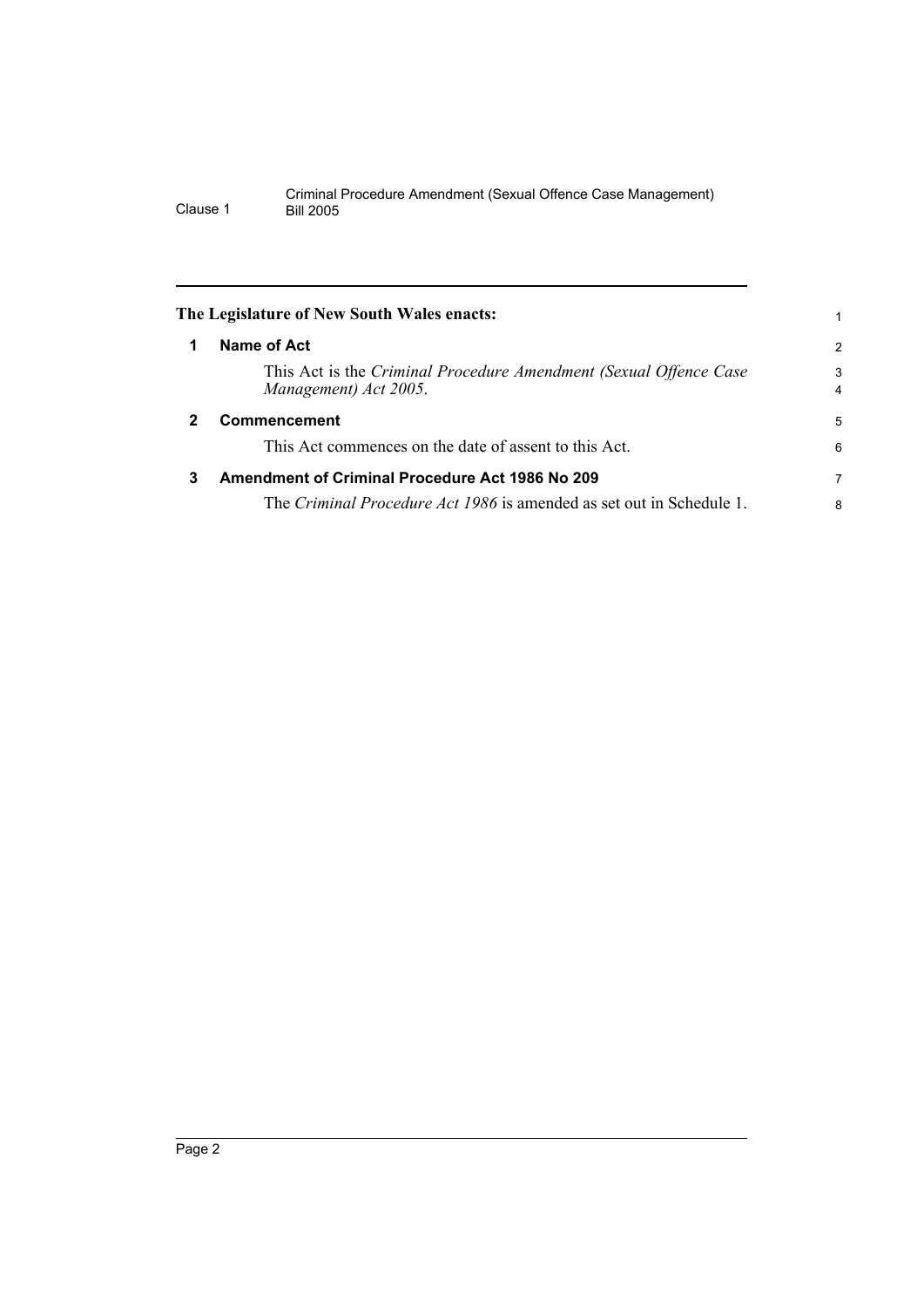**The Legislature of New South Wales enacts:**

## 1 Name of Act

This Act is the *Criminal Procedure Amendment (Sexual Offence Case Management) Act 2005*.

## 2 Commencement

This Act commences on the date of assent to this Act.

## 3 Amendment of Criminal Procedure Act 1986 No 209

The *Criminal Procedure Act 1986* is amended as set out in Schedule 1.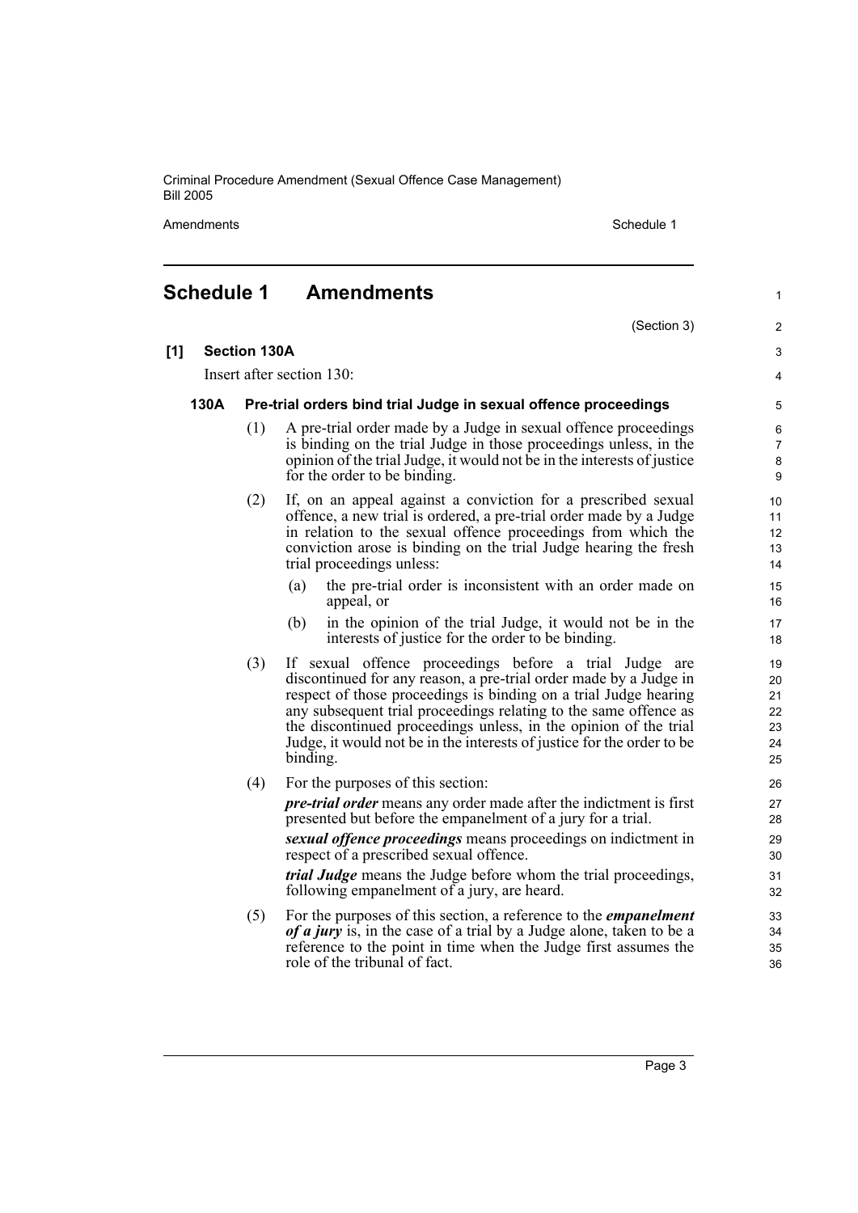## Schedule 1 Amendments

(Section 3)

### [1] Section 130A

Insert after section 130:

#### 130A Pre-trial orders bind trial Judge in sexual offence proceedings

(1) A pre-trial order made by a Judge in sexual offence proceedings is binding on the trial Judge in those proceedings unless, in the opinion of the trial Judge, it would not be in the interests of justice for the order to be binding.

(2) If, on an appeal against a conviction for a prescribed sexual offence, a new trial is ordered, a pre-trial order made by a Judge in relation to the sexual offence proceedings from which the conviction arose is binding on the trial Judge hearing the fresh trial proceedings unless:

- (a) the pre-trial order is inconsistent with an order made on appeal, or
- (b) in the opinion of the trial Judge, it would not be in the interests of justice for the order to be binding.

(3) If sexual offence proceedings before a trial Judge are discontinued for any reason, a pre-trial order made by a Judge in respect of those proceedings is binding on a trial Judge hearing any subsequent trial proceedings relating to the same offence as the discontinued proceedings unless, in the opinion of the trial Judge, it would not be in the interests of justice for the order to be binding.

(4) For the purposes of this section:

***pre-trial order*** means any order made after the indictment is first presented but before the empanelment of a jury for a trial.

***sexual offence proceedings*** means proceedings on indictment in respect of a prescribed sexual offence.

***trial Judge*** means the Judge before whom the trial proceedings, following empanelment of a jury, are heard.

(5) For the purposes of this section, a reference to the ***empanelment of a jury*** is, in the case of a trial by a Judge alone, taken to be a reference to the point in time when the Judge first assumes the role of the tribunal of fact.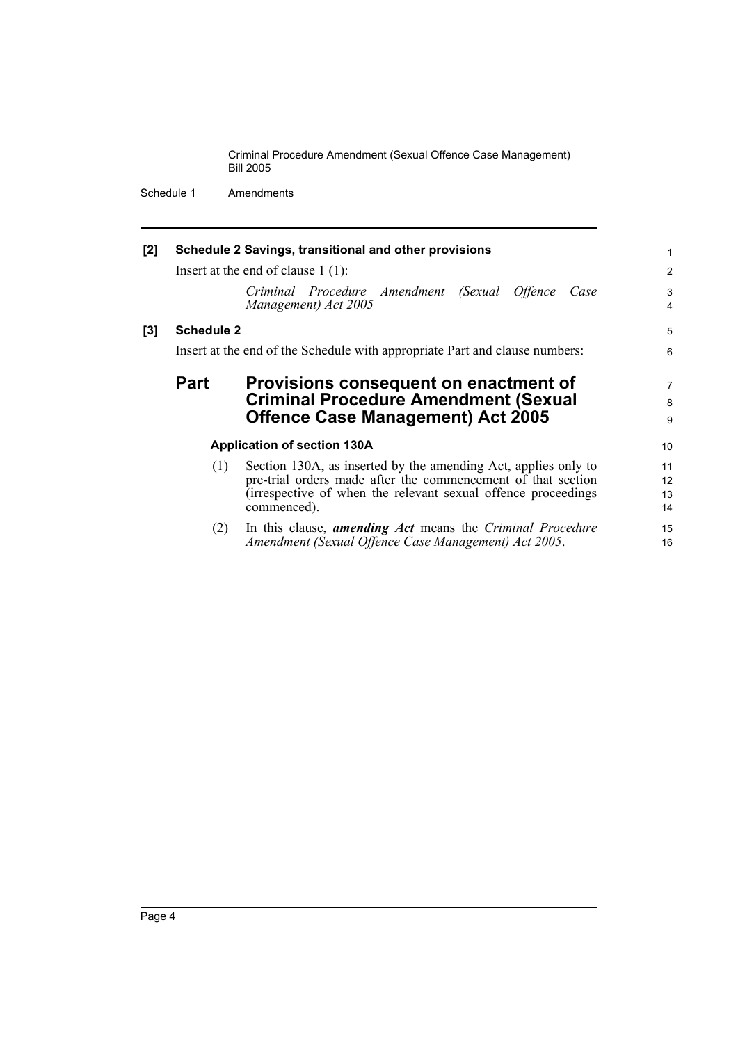**[2] Schedule 2 Savings, transitional and other provisions**

Insert at the end of clause 1 (1):

*Criminal Procedure Amendment (Sexual Offence Case Management) Act 2005*

**[3] Schedule 2**

Insert at the end of the Schedule with appropriate Part and clause numbers:

## Part Provisions consequent on enactment of Criminal Procedure Amendment (Sexual Offence Case Management) Act 2005

**Application of section 130A**

(1) Section 130A, as inserted by the amending Act, applies only to pre-trial orders made after the commencement of that section (irrespective of when the relevant sexual offence proceedings commenced).

(2) In this clause, ***amending Act*** means the *Criminal Procedure Amendment (Sexual Offence Case Management) Act 2005*.